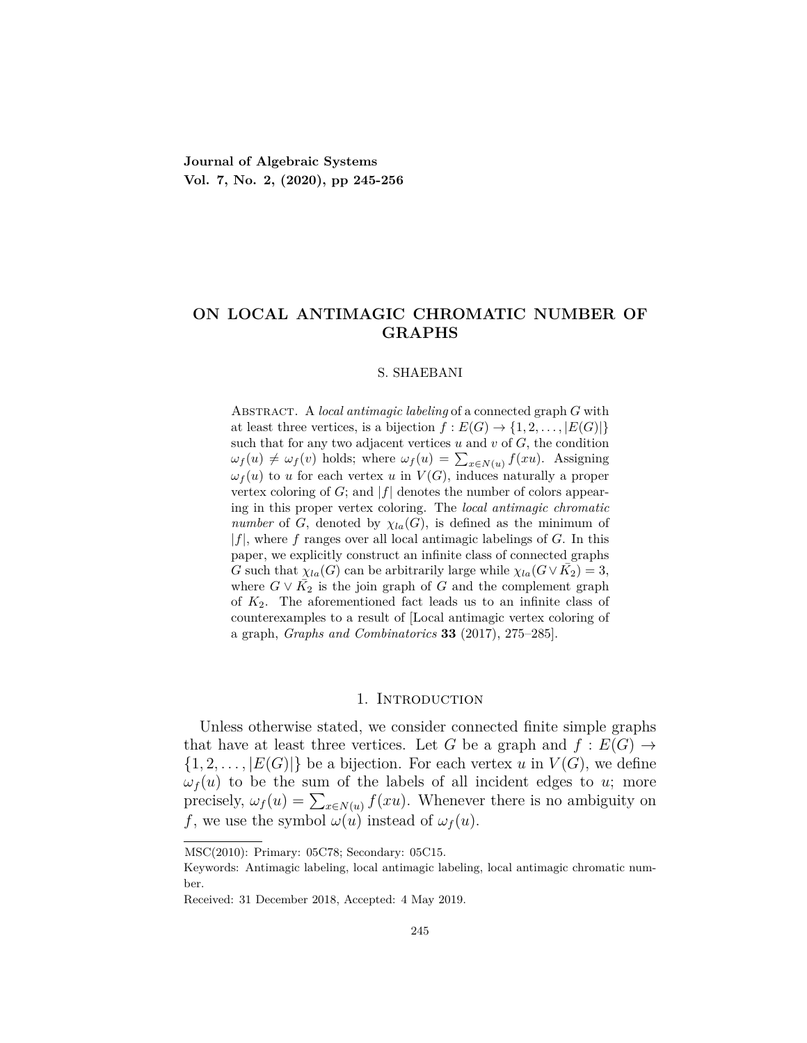Journal of Algebraic Systems
**Vol. 7, No. 2, (2020), pp 245-256**

# ON LOCAL ANTIMAGIC CHROMATIC NUMBER OF GRAPHS

S. SHAEBANI

Abstract. A *local antimagic labeling* of a connected graph $G$ with at least three vertices, is a bijection $f : E(G) \to \{1, 2, \ldots, |E(G)|\}$ such that for any two adjacent vertices $u$ and $v$ of $G$, the condition $\omega_f(u) \neq \omega_f(v)$ holds; where $\omega_f(u) = \sum_{x \in N(u)} f(xu)$. Assigning $\omega_f(u)$ to $u$ for each vertex $u$ in $V(G)$, induces naturally a proper vertex coloring of $G$; and $|f|$ denotes the number of colors appearing in this proper vertex coloring. The *local antimagic chromatic number* of $G$, denoted by $\chi_{la}(G)$, is defined as the minimum of $|f|$, where $f$ ranges over all local antimagic labelings of $G$. In this paper, we explicitly construct an infinite class of connected graphs $G$ such that $\chi_{la}(G)$ can be arbitrarily large while $\chi_{la}(G \vee \bar{K_2}) = 3$, where $G \vee \bar{K_2}$ is the join graph of $G$ and the complement graph of $K_2$. The aforementioned fact leads us to an infinite class of counterexamples to a result of [Local antimagic vertex coloring of a graph, *Graphs and Combinatorics* **33** (2017), 275–285].

## 1. Introduction

Unless otherwise stated, we consider connected finite simple graphs that have at least three vertices. Let $G$ be a graph and $f : E(G) \to \{1, 2, \ldots, |E(G)|\}$ be a bijection. For each vertex $u$ in $V(G)$, we define $\omega_f(u)$ to be the sum of the labels of all incident edges to $u$; more precisely, $\omega_f(u) = \sum_{x \in N(u)} f(xu)$. Whenever there is no ambiguity on $f$, we use the symbol $\omega(u)$ instead of $\omega_f(u)$.

MSC(2010): Primary: 05C78; Secondary: 05C15.

Keywords: Antimagic labeling, local antimagic labeling, local antimagic chromatic number.

Received: 31 December 2018, Accepted: 4 May 2019.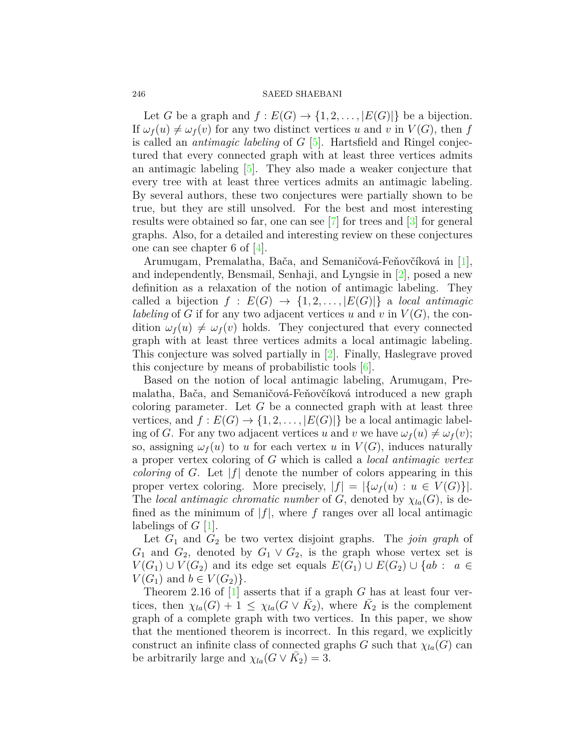Let $G$ be a graph and $f : E(G) \to \{1, 2, \ldots, |E(G)|\}$ be a bijection. If $\omega_f(u) \neq \omega_f(v)$ for any two distinct vertices $u$ and $v$ in $V(G)$, then $f$ is called an *antimagic labeling* of $G$ [5]. Hartsfield and Ringel conjectured that every connected graph with at least three vertices admits an antimagic labeling [5]. They also made a weaker conjecture that every tree with at least three vertices admits an antimagic labeling. By several authors, these two conjectures were partially shown to be true, but they are still unsolved. For the best and most interesting results were obtained so far, one can see [7] for trees and [3] for general graphs. Also, for a detailed and interesting review on these conjectures one can see chapter 6 of [4].

Arumugam, Premalatha, Bača, and Semaničová-Feňovčíková in [1], and independently, Bensmail, Senhaji, and Lyngsie in [2], posed a new definition as a relaxation of the notion of antimagic labeling. They called a bijection $f : E(G) \to \{1, 2, \ldots, |E(G)|\}$ a *local antimagic labeling* of $G$ if for any two adjacent vertices $u$ and $v$ in $V(G)$, the condition $\omega_f(u) \neq \omega_f(v)$ holds. They conjectured that every connected graph with at least three vertices admits a local antimagic labeling. This conjecture was solved partially in [2]. Finally, Haslegrave proved this conjecture by means of probabilistic tools [6].

Based on the notion of local antimagic labeling, Arumugam, Premalatha, Bača, and Semaničová-Feňovčíková introduced a new graph coloring parameter. Let $G$ be a connected graph with at least three vertices, and $f : E(G) \to \{1, 2, \ldots, |E(G)|\}$ be a local antimagic labeling of $G$. For any two adjacent vertices $u$ and $v$ we have $\omega_f(u) \neq \omega_f(v)$; so, assigning $\omega_f(u)$ to $u$ for each vertex $u$ in $V(G)$, induces naturally a proper vertex coloring of $G$ which is called a *local antimagic vertex coloring* of $G$. Let $|f|$ denote the number of colors appearing in this proper vertex coloring. More precisely, $|f| = |\{\omega_f(u) : u \in V(G)\}|$. The *local antimagic chromatic number* of $G$, denoted by $\chi_{la}(G)$, is defined as the minimum of $|f|$, where $f$ ranges over all local antimagic labelings of $G$ [1].

Let $G_1$ and $G_2$ be two vertex disjoint graphs. The *join graph* of $G_1$ and $G_2$, denoted by $G_1 \vee G_2$, is the graph whose vertex set is $V(G_1) \cup V(G_2)$ and its edge set equals $E(G_1) \cup E(G_2) \cup \{ab : \ a \in V(G_1) \text{ and } b \in V(G_2)\}$.

Theorem 2.16 of [1] asserts that if a graph $G$ has at least four vertices, then $\chi_{la}(G) + 1 \leq \chi_{la}(G \vee \bar{K}_2)$, where $\bar{K}_2$ is the complement graph of a complete graph with two vertices. In this paper, we show that the mentioned theorem is incorrect. In this regard, we explicitly construct an infinite class of connected graphs $G$ such that $\chi_{la}(G)$ can be arbitrarily large and $\chi_{la}(G \vee \bar{K}_2) = 3$.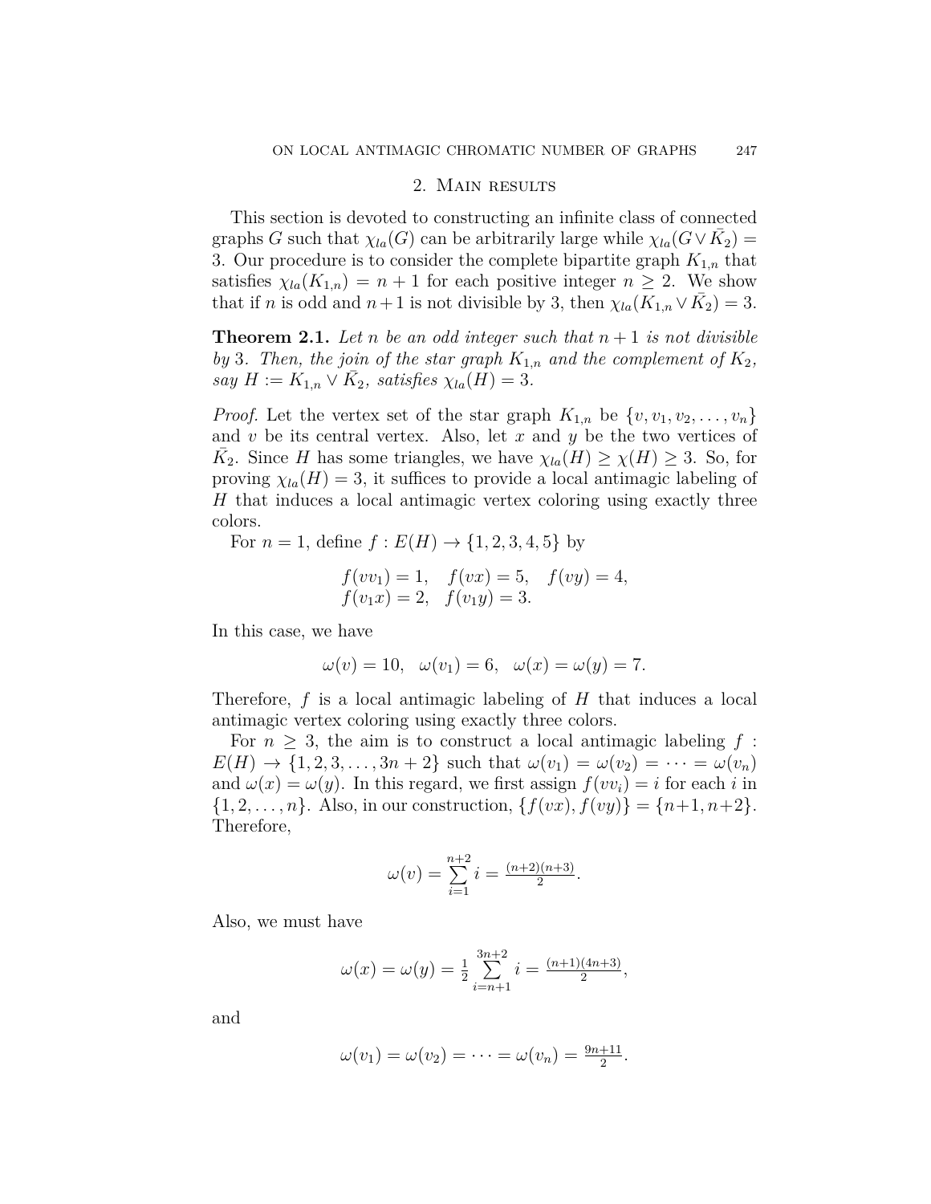## 2. Main results

This section is devoted to constructing an infinite class of connected graphs $G$ such that $\chi_{la}(G)$ can be arbitrarily large while $\chi_{la}(G \vee \bar{K}_2) = 3$. Our procedure is to consider the complete bipartite graph $K_{1,n}$ that satisfies $\chi_{la}(K_{1,n}) = n + 1$ for each positive integer $n \geq 2$. We show that if $n$ is odd and $n+1$ is not divisible by 3, then $\chi_{la}(K_{1,n} \vee \bar{K}_2) = 3$.

**Theorem 2.1.** *Let $n$ be an odd integer such that $n + 1$ is not divisible by 3. Then, the join of the star graph $K_{1,n}$ and the complement of $K_2$, say $H := K_{1,n} \vee \bar{K}_2$, satisfies $\chi_{la}(H) = 3$.*

*Proof.* Let the vertex set of the star graph $K_{1,n}$ be $\{v, v_1, v_2, \ldots, v_n\}$ and $v$ be its central vertex. Also, let $x$ and $y$ be the two vertices of $\bar{K}_2$. Since $H$ has some triangles, we have $\chi_{la}(H) \geq \chi(H) \geq 3$. So, for proving $\chi_{la}(H) = 3$, it suffices to provide a local antimagic labeling of $H$ that induces a local antimagic vertex coloring using exactly three colors.

For $n = 1$, define $f : E(H) \to \{1, 2, 3, 4, 5\}$ by

$$\begin{aligned} &f(vv_1) = 1, \quad f(vx) = 5, \quad f(vy) = 4, \\ &f(v_1x) = 2, \quad f(v_1y) = 3. \end{aligned}$$

In this case, we have

$$\omega(v) = 10, \quad \omega(v_1) = 6, \quad \omega(x) = \omega(y) = 7.$$

Therefore, $f$ is a local antimagic labeling of $H$ that induces a local antimagic vertex coloring using exactly three colors.

For $n \geq 3$, the aim is to construct a local antimagic labeling $f : E(H) \to \{1, 2, 3, \ldots, 3n + 2\}$ such that $\omega(v_1) = \omega(v_2) = \cdots = \omega(v_n)$ and $\omega(x) = \omega(y)$. In this regard, we first assign $f(vv_i) = i$ for each $i$ in $\{1, 2, \ldots, n\}$. Also, in our construction, $\{f(vx), f(vy)\} = \{n+1, n+2\}$. Therefore,

$$\omega(v) = \sum_{i=1}^{n+2} i = \tfrac{(n+2)(n+3)}{2}.$$

Also, we must have

$$\omega(x) = \omega(y) = \tfrac{1}{2} \sum_{i=n+1}^{3n+2} i = \tfrac{(n+1)(4n+3)}{2},$$

and

$$\omega(v_1) = \omega(v_2) = \cdots = \omega(v_n) = \tfrac{9n+11}{2}.$$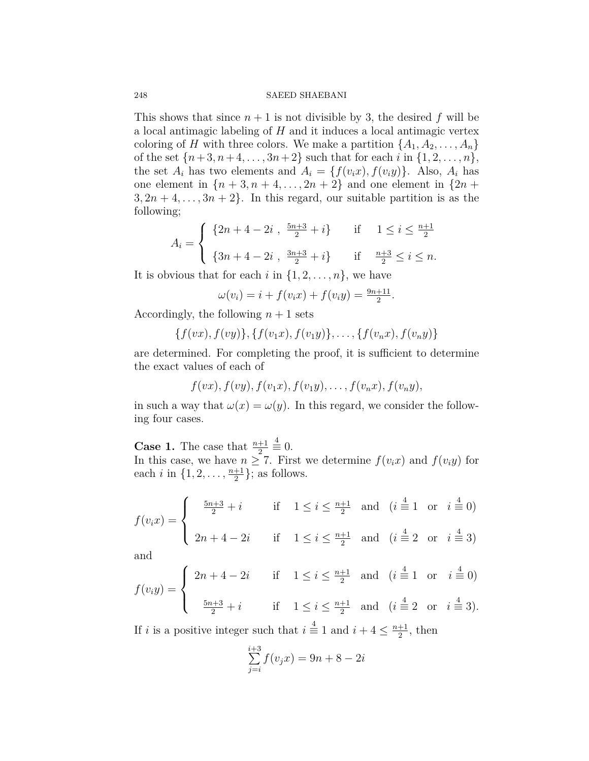This shows that since $n+1$ is not divisible by 3, the desired $f$ will be a local antimagic labeling of $H$ and it induces a local antimagic vertex coloring of $H$ with three colors. We make a partition $\{A_1, A_2, \ldots, A_n\}$ of the set $\{n+3, n+4, \ldots, 3n+2\}$ such that for each $i$ in $\{1, 2, \ldots, n\}$, the set $A_i$ has two elements and $A_i = \{f(v_i x), f(v_i y)\}$. Also, $A_i$ has one element in $\{n+3, n+4, \ldots, 2n+2\}$ and one element in $\{2n+3, 2n+4, \ldots, 3n+2\}$. In this regard, our suitable partition is as the following;

$$A_i = \begin{cases} \{2n+4-2i \ , \ \frac{5n+3}{2}+i\} & \text{if} \quad 1 \leq i \leq \frac{n+1}{2} \\ \\ \{3n+4-2i \ , \ \frac{3n+3}{2}+i\} & \text{if} \quad \frac{n+3}{2} \leq i \leq n. \end{cases}$$

It is obvious that for each $i$ in $\{1, 2, \ldots, n\}$, we have

$$\omega(v_i) = i + f(v_i x) + f(v_i y) = \tfrac{9n+11}{2}.$$

Accordingly, the following $n+1$ sets

$$\{f(vx), f(vy)\}, \{f(v_1 x), f(v_1 y)\}, \ldots, \{f(v_n x), f(v_n y)\}$$

are determined. For completing the proof, it is sufficient to determine the exact values of each of

$$f(vx), f(vy), f(v_1 x), f(v_1 y), \ldots, f(v_n x), f(v_n y),$$

in such a way that $\omega(x) = \omega(y)$. In this regard, we consider the following four cases.

**Case 1.** The case that $\frac{n+1}{2} \overset{4}{\equiv} 0$.
In this case, we have $n \geq 7$. First we determine $f(v_i x)$ and $f(v_i y)$ for each $i$ in $\{1, 2, \ldots, \frac{n+1}{2}\}$; as follows.

$$f(v_i x) = \begin{cases} \frac{5n+3}{2}+i & \text{if} \quad 1 \leq i \leq \frac{n+1}{2} \quad \text{and} \quad (i \overset{4}{\equiv} 1 \quad \text{or} \quad i \overset{4}{\equiv} 0) \\ \\ 2n+4-2i & \text{if} \quad 1 \leq i \leq \frac{n+1}{2} \quad \text{and} \quad (i \overset{4}{\equiv} 2 \quad \text{or} \quad i \overset{4}{\equiv} 3) \end{cases}$$

and

$$f(v_i y) = \begin{cases} 2n+4-2i & \text{if} \quad 1 \leq i \leq \frac{n+1}{2} \quad \text{and} \quad (i \overset{4}{\equiv} 1 \quad \text{or} \quad i \overset{4}{\equiv} 0) \\ \\ \frac{5n+3}{2}+i & \text{if} \quad 1 \leq i \leq \frac{n+1}{2} \quad \text{and} \quad (i \overset{4}{\equiv} 2 \quad \text{or} \quad i \overset{4}{\equiv} 3). \end{cases}$$

If $i$ is a positive integer such that $i \overset{4}{\equiv} 1$ and $i+4 \leq \frac{n+1}{2}$, then

$$\sum_{j=i}^{i+3} f(v_j x) = 9n+8-2i$$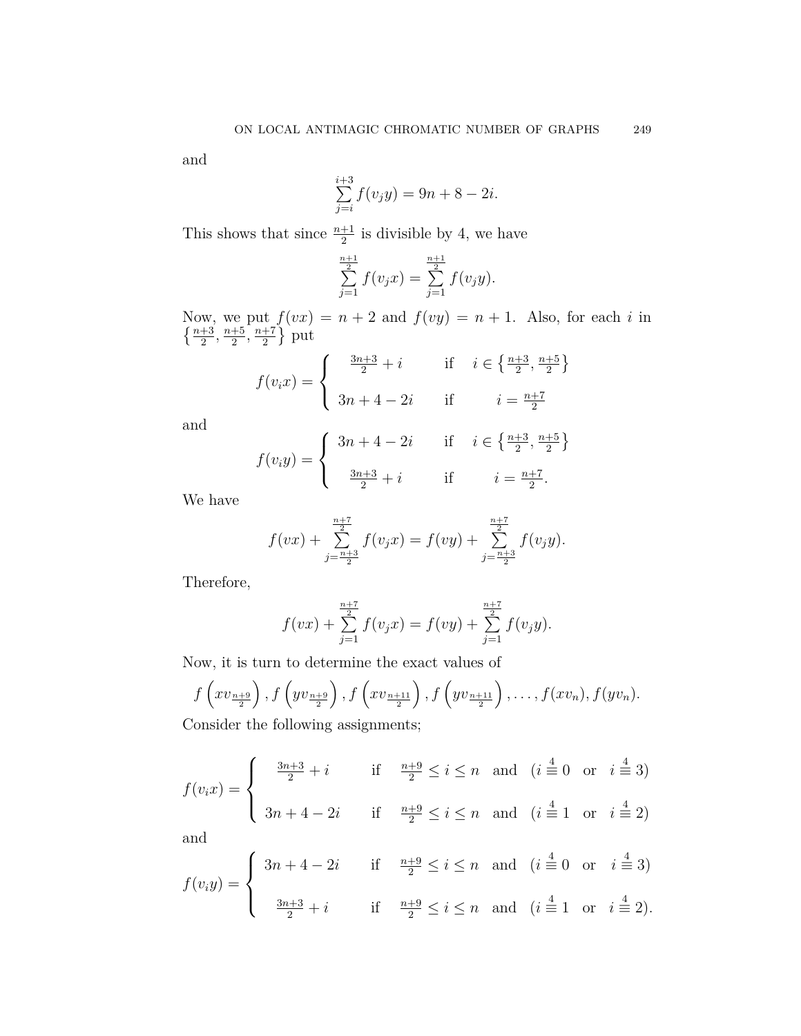and

$$\sum_{j=i}^{i+3} f(v_j y) = 9n + 8 - 2i.$$

This shows that since $\frac{n+1}{2}$ is divisible by 4, we have

$$\sum_{j=1}^{\frac{n+1}{2}} f(v_j x) = \sum_{j=1}^{\frac{n+1}{2}} f(v_j y).$$

Now, we put $f(vx) = n + 2$ and $f(vy) = n + 1$. Also, for each $i$ in $\left\{\frac{n+3}{2}, \frac{n+5}{2}, \frac{n+7}{2}\right\}$ put

$$f(v_i x) = \begin{cases} \frac{3n+3}{2} + i & \text{if} \quad i \in \left\{\frac{n+3}{2}, \frac{n+5}{2}\right\} \\ 3n + 4 - 2i & \text{if} \quad i = \frac{n+7}{2} \end{cases}$$

and

$$f(v_i y) = \begin{cases} 3n + 4 - 2i & \text{if} \quad i \in \left\{\frac{n+3}{2}, \frac{n+5}{2}\right\} \\ \frac{3n+3}{2} + i & \text{if} \quad i = \frac{n+7}{2}. \end{cases}$$

We have

$$f(vx) + \sum_{j=\frac{n+3}{2}}^{\frac{n+7}{2}} f(v_j x) = f(vy) + \sum_{j=\frac{n+3}{2}}^{\frac{n+7}{2}} f(v_j y).$$

Therefore,

$$f(vx) + \sum_{j=1}^{\frac{n+7}{2}} f(v_j x) = f(vy) + \sum_{j=1}^{\frac{n+7}{2}} f(v_j y).$$

Now, it is turn to determine the exact values of

$$f\left(xv_{\frac{n+9}{2}}\right), f\left(yv_{\frac{n+9}{2}}\right), f\left(xv_{\frac{n+11}{2}}\right), f\left(yv_{\frac{n+11}{2}}\right), \ldots, f(xv_n), f(yv_n).$$

Consider the following assignments;

$$f(v_i x) = \begin{cases} \frac{3n+3}{2} + i & \text{if} \quad \frac{n+9}{2} \le i \le n \quad \text{and} \quad (i \overset{4}{\equiv} 0 \quad \text{or} \quad i \overset{4}{\equiv} 3) \\ 3n + 4 - 2i & \text{if} \quad \frac{n+9}{2} \le i \le n \quad \text{and} \quad (i \overset{4}{\equiv} 1 \quad \text{or} \quad i \overset{4}{\equiv} 2) \end{cases}$$

and

$$f(v_i y) = \begin{cases} 3n + 4 - 2i & \text{if} \quad \frac{n+9}{2} \le i \le n \quad \text{and} \quad (i \overset{4}{\equiv} 0 \quad \text{or} \quad i \overset{4}{\equiv} 3) \\ \frac{3n+3}{2} + i & \text{if} \quad \frac{n+9}{2} \le i \le n \quad \text{and} \quad (i \overset{4}{\equiv} 1 \quad \text{or} \quad i \overset{4}{\equiv} 2). \end{cases}$$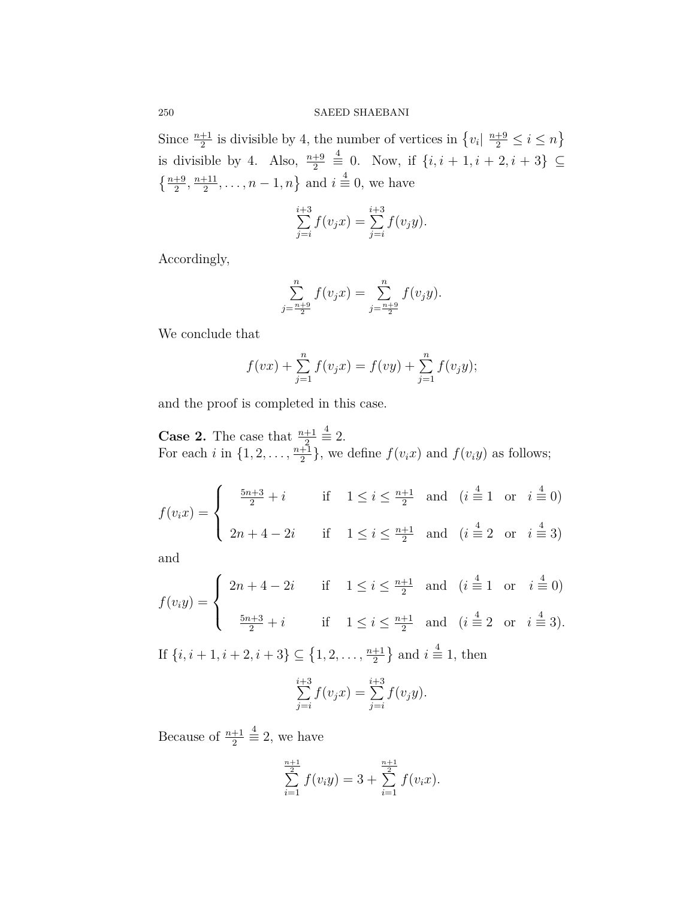Since $\frac{n+1}{2}$ is divisible by 4, the number of vertices in $\{v_i | \frac{n+9}{2} \leq i \leq n\}$ is divisible by 4. Also, $\frac{n+9}{2} \overset{4}{\equiv} 0$. Now, if $\{i, i+1, i+2, i+3\} \subseteq \{\frac{n+9}{2}, \frac{n+11}{2}, \ldots, n-1, n\}$ and $i \overset{4}{\equiv} 0$, we have

$$\sum_{j=i}^{i+3} f(v_j x) = \sum_{j=i}^{i+3} f(v_j y).$$

Accordingly,

$$\sum_{j=\frac{n+9}{2}}^{n} f(v_j x) = \sum_{j=\frac{n+9}{2}}^{n} f(v_j y).$$

We conclude that

$$f(vx) + \sum_{j=1}^{n} f(v_j x) = f(vy) + \sum_{j=1}^{n} f(v_j y);$$

and the proof is completed in this case.

**Case 2.** The case that $\frac{n+1}{2} \overset{4}{\equiv} 2$.
For each $i$ in $\{1, 2, \ldots, \frac{n+1}{2}\}$, we define $f(v_i x)$ and $f(v_i y)$ as follows;

$$f(v_i x) = \begin{cases} \frac{5n+3}{2} + i & \text{if} \quad 1 \leq i \leq \frac{n+1}{2} \quad \text{and} \quad (i \overset{4}{\equiv} 1 \quad \text{or} \quad i \overset{4}{\equiv} 0) \\ \\ 2n+4-2i & \text{if} \quad 1 \leq i \leq \frac{n+1}{2} \quad \text{and} \quad (i \overset{4}{\equiv} 2 \quad \text{or} \quad i \overset{4}{\equiv} 3) \end{cases}$$

and

$$f(v_i y) = \begin{cases} 2n+4-2i & \text{if} \quad 1 \leq i \leq \frac{n+1}{2} \quad \text{and} \quad (i \overset{4}{\equiv} 1 \quad \text{or} \quad i \overset{4}{\equiv} 0) \\ \\ \frac{5n+3}{2} + i & \text{if} \quad 1 \leq i \leq \frac{n+1}{2} \quad \text{and} \quad (i \overset{4}{\equiv} 2 \quad \text{or} \quad i \overset{4}{\equiv} 3). \end{cases}$$

If $\{i, i+1, i+2, i+3\} \subseteq \{1, 2, \ldots, \frac{n+1}{2}\}$ and $i \overset{4}{\equiv} 1$, then

$$\sum_{j=i}^{i+3} f(v_j x) = \sum_{j=i}^{i+3} f(v_j y).$$

Because of $\frac{n+1}{2} \overset{4}{\equiv} 2$, we have

$$\sum_{i=1}^{\frac{n+1}{2}} f(v_i y) = 3 + \sum_{i=1}^{\frac{n+1}{2}} f(v_i x).$$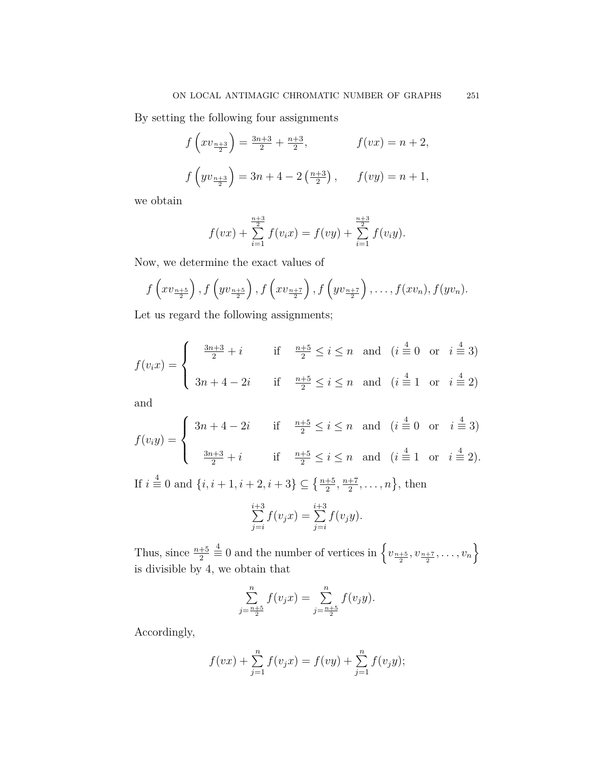By setting the following four assignments

$$f\left(xv_{\frac{n+3}{2}}\right) = \tfrac{3n+3}{2} + \tfrac{n+3}{2}, \qquad f(vx) = n+2,$$

$$f\left(yv_{\frac{n+3}{2}}\right) = 3n+4-2\left(\tfrac{n+3}{2}\right), \qquad f(vy) = n+1,$$

we obtain

$$f(vx) + \sum_{i=1}^{\frac{n+3}{2}} f(v_i x) = f(vy) + \sum_{i=1}^{\frac{n+3}{2}} f(v_i y).$$

Now, we determine the exact values of

$$f\left(xv_{\frac{n+5}{2}}\right), f\left(yv_{\frac{n+5}{2}}\right), f\left(xv_{\frac{n+7}{2}}\right), f\left(yv_{\frac{n+7}{2}}\right), \ldots, f(xv_n), f(yv_n).$$

Let us regard the following assignments;

$$f(v_i x) = \begin{cases} \frac{3n+3}{2} + i & \text{if} \quad \frac{n+5}{2} \le i \le n \quad \text{and} \quad (i \overset{4}{\equiv} 0 \quad \text{or} \quad i \overset{4}{\equiv} 3) \\[2ex] 3n+4-2i & \text{if} \quad \frac{n+5}{2} \le i \le n \quad \text{and} \quad (i \overset{4}{\equiv} 1 \quad \text{or} \quad i \overset{4}{\equiv} 2) \end{cases}$$

and

$$f(v_i y) = \begin{cases} 3n+4-2i & \text{if} \quad \frac{n+5}{2} \le i \le n \quad \text{and} \quad (i \overset{4}{\equiv} 0 \quad \text{or} \quad i \overset{4}{\equiv} 3) \\[2ex] \frac{3n+3}{2} + i & \text{if} \quad \frac{n+5}{2} \le i \le n \quad \text{and} \quad (i \overset{4}{\equiv} 1 \quad \text{or} \quad i \overset{4}{\equiv} 2). \end{cases}$$

If $i \overset{4}{\equiv} 0$ and $\{i, i+1, i+2, i+3\} \subseteq \left\{\frac{n+5}{2}, \frac{n+7}{2}, \ldots, n\right\}$, then

$$\sum_{j=i}^{i+3} f(v_j x) = \sum_{j=i}^{i+3} f(v_j y).$$

Thus, since $\frac{n+5}{2} \overset{4}{\equiv} 0$ and the number of vertices in $\left\{v_{\frac{n+5}{2}}, v_{\frac{n+7}{2}}, \ldots, v_n\right\}$ is divisible by 4, we obtain that

$$\sum_{j=\frac{n+5}{2}}^{n} f(v_j x) = \sum_{j=\frac{n+5}{2}}^{n} f(v_j y).$$

Accordingly,

$$f(vx) + \sum_{j=1}^{n} f(v_j x) = f(vy) + \sum_{j=1}^{n} f(v_j y);$$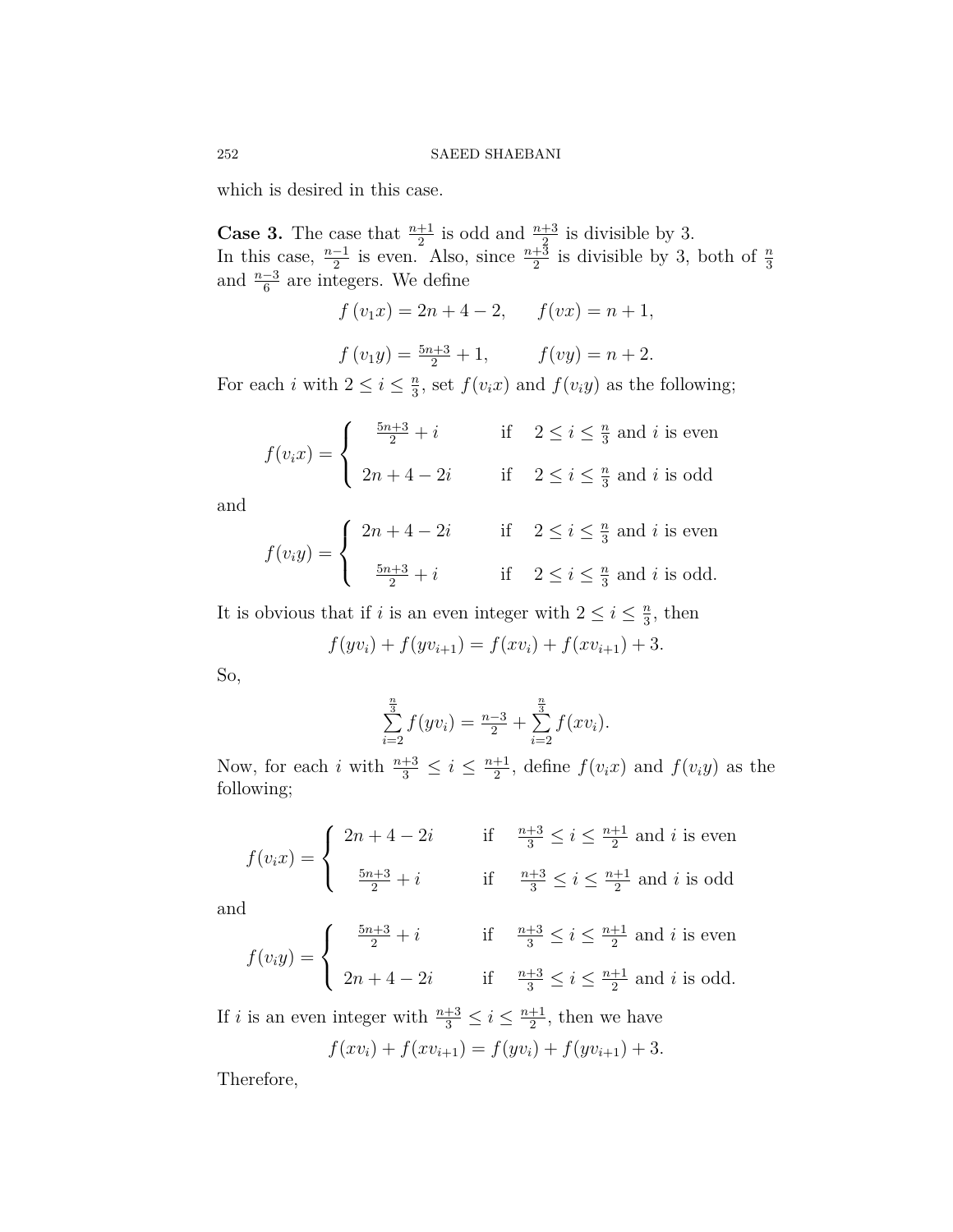which is desired in this case.

**Case 3.** The case that $\frac{n+1}{2}$ is odd and $\frac{n+3}{2}$ is divisible by 3.
In this case, $\frac{n-1}{2}$ is even. Also, since $\frac{n+3}{2}$ is divisible by 3, both of $\frac{n}{3}$ and $\frac{n-3}{6}$ are integers. We define

$$f\left(v_1 x\right) = 2n+4-2, \qquad f(vx) = n+1,$$

$$f\left(v_1 y\right) = \tfrac{5n+3}{2}+1, \qquad f(vy) = n+2.$$

For each $i$ with $2 \leq i \leq \frac{n}{3}$, set $f(v_i x)$ and $f(v_i y)$ as the following;

$$f(v_i x) = \begin{cases} \frac{5n+3}{2}+i & \text{if} \quad 2 \leq i \leq \frac{n}{3} \text{ and } i \text{ is even} \\ 2n+4-2i & \text{if} \quad 2 \leq i \leq \frac{n}{3} \text{ and } i \text{ is odd} \end{cases}$$

and

$$f(v_i y) = \begin{cases} 2n+4-2i & \text{if} \quad 2 \leq i \leq \frac{n}{3} \text{ and } i \text{ is even} \\ \frac{5n+3}{2}+i & \text{if} \quad 2 \leq i \leq \frac{n}{3} \text{ and } i \text{ is odd.} \end{cases}$$

It is obvious that if $i$ is an even integer with $2 \leq i \leq \frac{n}{3}$, then

$$f(yv_i) + f(yv_{i+1}) = f(xv_i) + f(xv_{i+1}) + 3.$$

So,

$$\sum_{i=2}^{\frac{n}{3}} f(yv_i) = \tfrac{n-3}{2} + \sum_{i=2}^{\frac{n}{3}} f(xv_i).$$

Now, for each $i$ with $\frac{n+3}{3} \leq i \leq \frac{n+1}{2}$, define $f(v_i x)$ and $f(v_i y)$ as the following;

$$f(v_i x) = \begin{cases} 2n+4-2i & \text{if} \quad \frac{n+3}{3} \leq i \leq \frac{n+1}{2} \text{ and } i \text{ is even} \\ \frac{5n+3}{2}+i & \text{if} \quad \frac{n+3}{3} \leq i \leq \frac{n+1}{2} \text{ and } i \text{ is odd} \end{cases}$$

and

$$f(v_i y) = \begin{cases} \frac{5n+3}{2}+i & \text{if} \quad \frac{n+3}{3} \leq i \leq \frac{n+1}{2} \text{ and } i \text{ is even} \\ 2n+4-2i & \text{if} \quad \frac{n+3}{3} \leq i \leq \frac{n+1}{2} \text{ and } i \text{ is odd.} \end{cases}$$

If $i$ is an even integer with $\frac{n+3}{3} \leq i \leq \frac{n+1}{2}$, then we have

$$f(xv_i) + f(xv_{i+1}) = f(yv_i) + f(yv_{i+1}) + 3.$$

Therefore,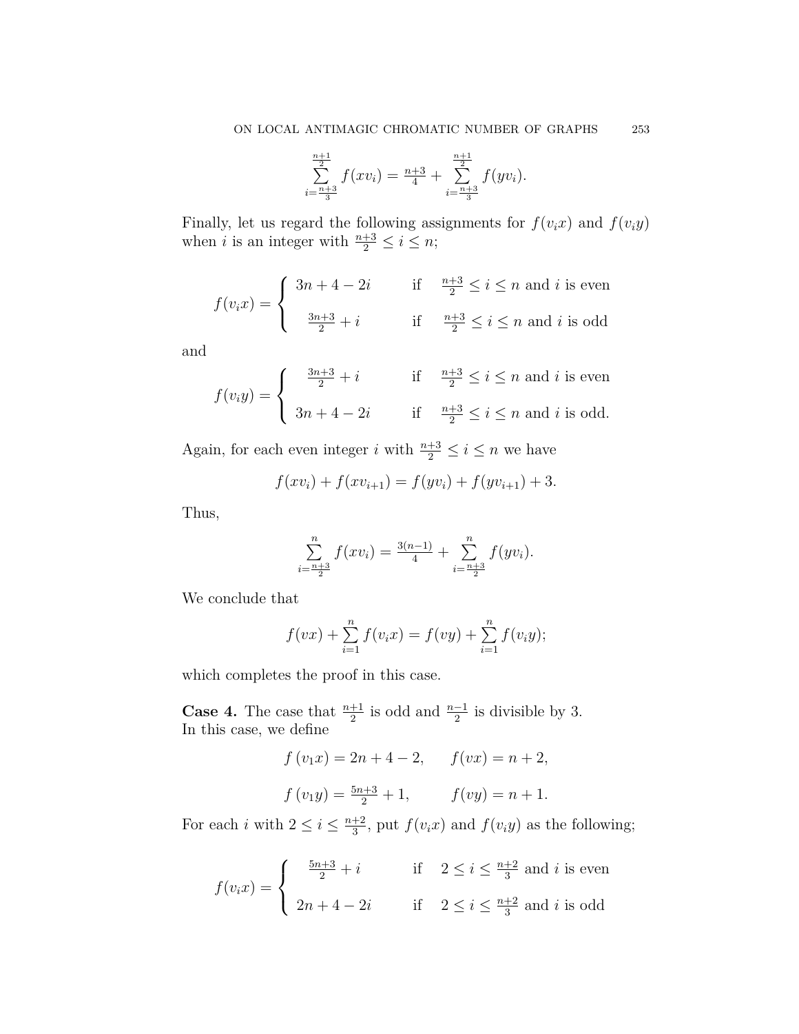$$\sum_{i=\frac{n+3}{3}}^{\frac{n+1}{2}} f(xv_i) = \tfrac{n+3}{4} + \sum_{i=\frac{n+3}{3}}^{\frac{n+1}{2}} f(yv_i).$$

Finally, let us regard the following assignments for $f(v_ix)$ and $f(v_iy)$ when $i$ is an integer with $\frac{n+3}{2} \leq i \leq n$;

$$f(v_ix) = \begin{cases} 3n+4-2i & \text{if} \quad \frac{n+3}{2} \leq i \leq n \text{ and } i \text{ is even} \\ \frac{3n+3}{2} + i & \text{if} \quad \frac{n+3}{2} \leq i \leq n \text{ and } i \text{ is odd} \end{cases}$$

and

$$f(v_iy) = \begin{cases} \frac{3n+3}{2} + i & \text{if} \quad \frac{n+3}{2} \leq i \leq n \text{ and } i \text{ is even} \\ 3n+4-2i & \text{if} \quad \frac{n+3}{2} \leq i \leq n \text{ and } i \text{ is odd.} \end{cases}$$

Again, for each even integer $i$ with $\frac{n+3}{2} \leq i \leq n$ we have

$$f(xv_i) + f(xv_{i+1}) = f(yv_i) + f(yv_{i+1}) + 3.$$

Thus,

$$\sum_{i=\frac{n+3}{2}}^{n} f(xv_i) = \tfrac{3(n-1)}{4} + \sum_{i=\frac{n+3}{2}}^{n} f(yv_i).$$

We conclude that

$$f(vx) + \sum_{i=1}^{n} f(v_ix) = f(vy) + \sum_{i=1}^{n} f(v_iy);$$

which completes the proof in this case.

**Case 4.** The case that $\frac{n+1}{2}$ is odd and $\frac{n-1}{2}$ is divisible by 3.
In this case, we define

$$f(v_1x) = 2n+4-2, \qquad f(vx) = n+2,$$

$$f(v_1y) = \tfrac{5n+3}{2} + 1, \qquad f(vy) = n+1.$$

For each $i$ with $2 \leq i \leq \frac{n+2}{3}$, put $f(v_ix)$ and $f(v_iy)$ as the following;

$$f(v_ix) = \begin{cases} \frac{5n+3}{2} + i & \text{if} \quad 2 \leq i \leq \frac{n+2}{3} \text{ and } i \text{ is even} \\ 2n+4-2i & \text{if} \quad 2 \leq i \leq \frac{n+2}{3} \text{ and } i \text{ is odd} \end{cases}$$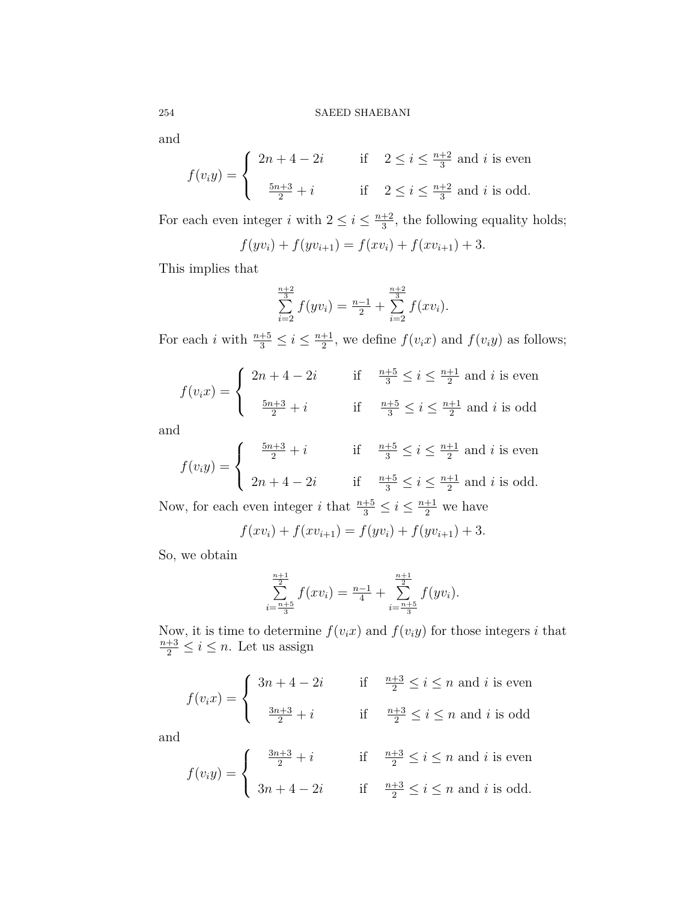and

$$f(v_i y) = \begin{cases} 2n+4-2i & \text{if} \quad 2 \leq i \leq \frac{n+2}{3} \text{ and } i \text{ is even} \\ \frac{5n+3}{2}+i & \text{if} \quad 2 \leq i \leq \frac{n+2}{3} \text{ and } i \text{ is odd.} \end{cases}$$

For each even integer $i$ with $2 \leq i \leq \frac{n+2}{3}$, the following equality holds;

$$f(yv_i) + f(yv_{i+1}) = f(xv_i) + f(xv_{i+1}) + 3.$$

This implies that

$$\sum_{i=2}^{\frac{n+2}{3}} f(yv_i) = \frac{n-1}{2} + \sum_{i=2}^{\frac{n+2}{3}} f(xv_i).$$

For each $i$ with $\frac{n+5}{3} \leq i \leq \frac{n+1}{2}$, we define $f(v_i x)$ and $f(v_i y)$ as follows;

$$f(v_i x) = \begin{cases} 2n+4-2i & \text{if} \quad \frac{n+5}{3} \leq i \leq \frac{n+1}{2} \text{ and } i \text{ is even} \\ \frac{5n+3}{2}+i & \text{if} \quad \frac{n+5}{3} \leq i \leq \frac{n+1}{2} \text{ and } i \text{ is odd} \end{cases}$$

and

$$f(v_i y) = \begin{cases} \frac{5n+3}{2}+i & \text{if} \quad \frac{n+5}{3} \leq i \leq \frac{n+1}{2} \text{ and } i \text{ is even} \\ 2n+4-2i & \text{if} \quad \frac{n+5}{3} \leq i \leq \frac{n+1}{2} \text{ and } i \text{ is odd.} \end{cases}$$

Now, for each even integer $i$ that $\frac{n+5}{3} \leq i \leq \frac{n+1}{2}$ we have

$$f(xv_i) + f(xv_{i+1}) = f(yv_i) + f(yv_{i+1}) + 3.$$

So, we obtain

$$\sum_{i=\frac{n+5}{3}}^{\frac{n+1}{2}} f(xv_i) = \frac{n-1}{4} + \sum_{i=\frac{n+5}{3}}^{\frac{n+1}{2}} f(yv_i).$$

Now, it is time to determine $f(v_i x)$ and $f(v_i y)$ for those integers $i$ that $\frac{n+3}{2} \leq i \leq n$. Let us assign

$$f(v_i x) = \begin{cases} 3n+4-2i & \text{if} \quad \frac{n+3}{2} \leq i \leq n \text{ and } i \text{ is even} \\ \frac{3n+3}{2}+i & \text{if} \quad \frac{n+3}{2} \leq i \leq n \text{ and } i \text{ is odd} \end{cases}$$

and

$$f(v_i y) = \begin{cases} \frac{3n+3}{2}+i & \text{if} \quad \frac{n+3}{2} \leq i \leq n \text{ and } i \text{ is even} \\ 3n+4-2i & \text{if} \quad \frac{n+3}{2} \leq i \leq n \text{ and } i \text{ is odd.} \end{cases}$$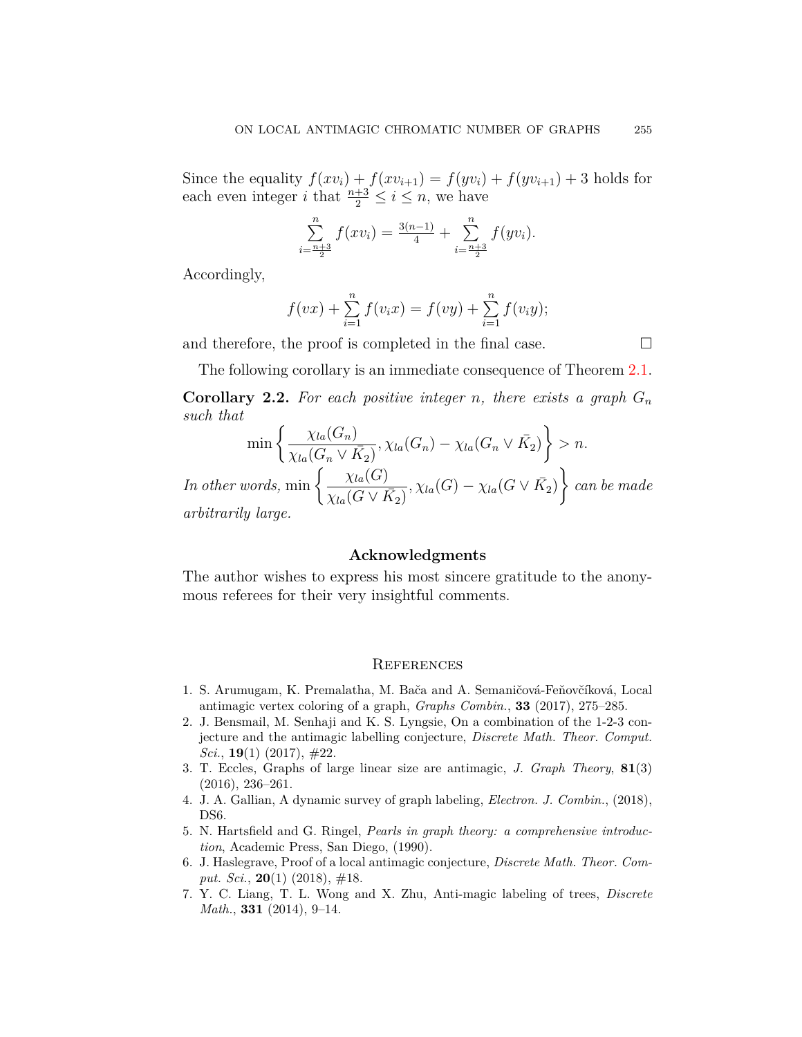Since the equality $f(xv_i) + f(xv_{i+1}) = f(yv_i) + f(yv_{i+1}) + 3$ holds for each even integer $i$ that $\frac{n+3}{2} \leq i \leq n$, we have

$$\sum_{i=\frac{n+3}{2}}^{n} f(xv_i) = \tfrac{3(n-1)}{4} + \sum_{i=\frac{n+3}{2}}^{n} f(yv_i).$$

Accordingly,

$$f(vx) + \sum_{i=1}^{n} f(v_i x) = f(vy) + \sum_{i=1}^{n} f(v_i y);$$

and therefore, the proof is completed in the final case. □

The following corollary is an immediate consequence of Theorem 2.1.

**Corollary 2.2.** *For each positive integer $n$, there exists a graph $G_n$ such that*

$$\min\left\{ \frac{\chi_{la}(G_n)}{\chi_{la}(G_n \vee \bar{K_2})}, \chi_{la}(G_n) - \chi_{la}(G_n \vee \bar{K_2}) \right\} > n.$$

*In other words,* $\min\left\{ \frac{\chi_{la}(G)}{\chi_{la}(G \vee \bar{K_2})}, \chi_{la}(G) - \chi_{la}(G \vee \bar{K_2}) \right\}$ *can be made arbitrarily large.*

## Acknowledgments

The author wishes to express his most sincere gratitude to the anonymous referees for their very insightful comments.

## References

1. S. Arumugam, K. Premalatha, M. Bača and A. Semaničová-Feňovčíková, Local antimagic vertex coloring of a graph, *Graphs Combin.*, **33** (2017), 275–285.
2. J. Bensmail, M. Senhaji and K. S. Lyngsie, On a combination of the 1-2-3 conjecture and the antimagic labelling conjecture, *Discrete Math. Theor. Comput. Sci.*, **19**(1) (2017), #22.
3. T. Eccles, Graphs of large linear size are antimagic, *J. Graph Theory*, **81**(3) (2016), 236–261.
4. J. A. Gallian, A dynamic survey of graph labeling, *Electron. J. Combin.*, (2018), DS6.
5. N. Hartsfield and G. Ringel, *Pearls in graph theory: a comprehensive introduction*, Academic Press, San Diego, (1990).
6. J. Haslegrave, Proof of a local antimagic conjecture, *Discrete Math. Theor. Comput. Sci.*, **20**(1) (2018), #18.
7. Y. C. Liang, T. L. Wong and X. Zhu, Anti-magic labeling of trees, *Discrete Math.*, **331** (2014), 9–14.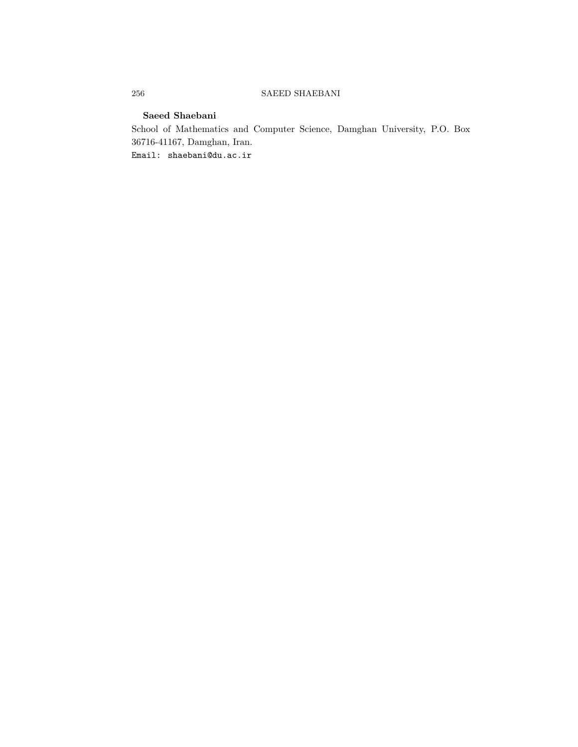**Saeed Shaebani**

School of Mathematics and Computer Science, Damghan University, P.O. Box 36716-41167, Damghan, Iran.

Email: shaebani@du.ac.ir